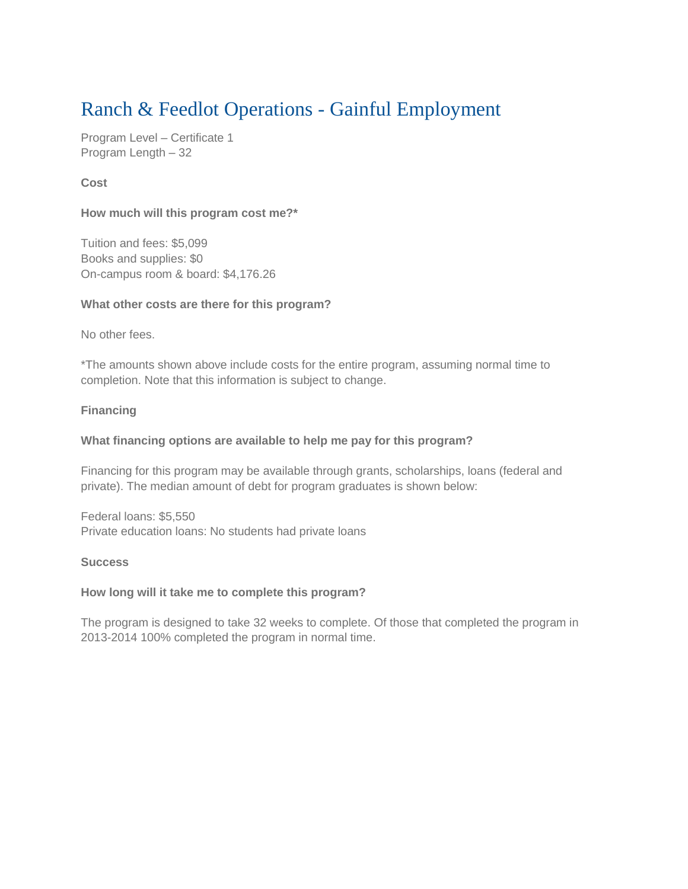# Ranch & Feedlot Operations - Gainful Employment

Program Level – Certificate 1
Program Length – 32

**Cost**

**How much will this program cost me?***

Tuition and fees: $5,099
Books and supplies: $0
On-campus room & board: $4,176.26

**What other costs are there for this program?**

No other fees.

*The amounts shown above include costs for the entire program, assuming normal time to completion. Note that this information is subject to change.

**Financing**

**What financing options are available to help me pay for this program?**

Financing for this program may be available through grants, scholarships, loans (federal and private). The median amount of debt for program graduates is shown below:

Federal loans: $5,550
Private education loans: No students had private loans

**Success**

**How long will it take me to complete this program?**

The program is designed to take 32 weeks to complete. Of those that completed the program in 2013-2014 100% completed the program in normal time.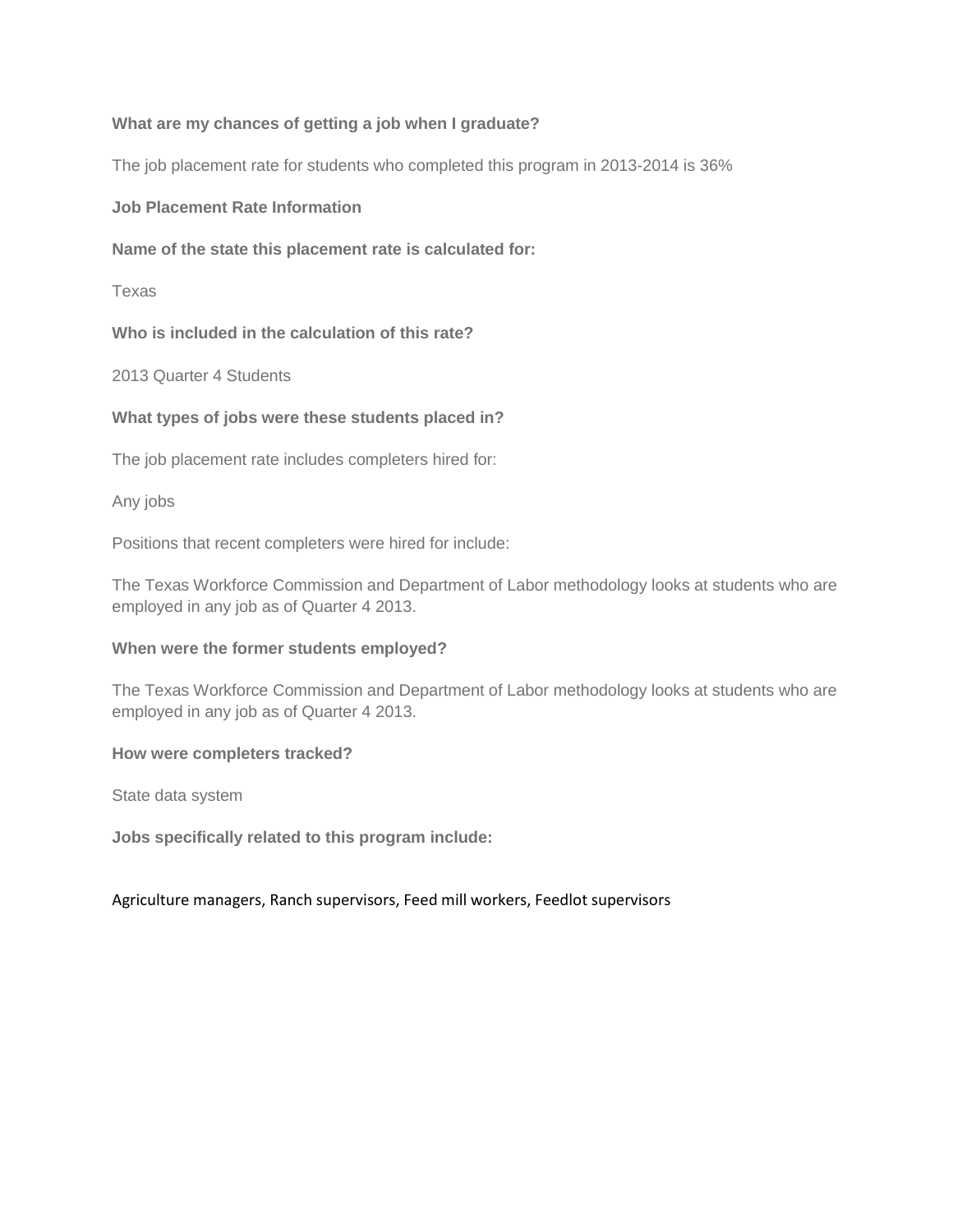**What are my chances of getting a job when I graduate?**

The job placement rate for students who completed this program in 2013-2014 is 36%

**Job Placement Rate Information**

**Name of the state this placement rate is calculated for:**

Texas

**Who is included in the calculation of this rate?**

2013 Quarter 4 Students

**What types of jobs were these students placed in?**

The job placement rate includes completers hired for:

Any jobs

Positions that recent completers were hired for include:

The Texas Workforce Commission and Department of Labor methodology looks at students who are employed in any job as of Quarter 4 2013.

**When were the former students employed?**

The Texas Workforce Commission and Department of Labor methodology looks at students who are employed in any job as of Quarter 4 2013.

**How were completers tracked?**

State data system

**Jobs specifically related to this program include:**

Agriculture managers, Ranch supervisors, Feed mill workers, Feedlot supervisors